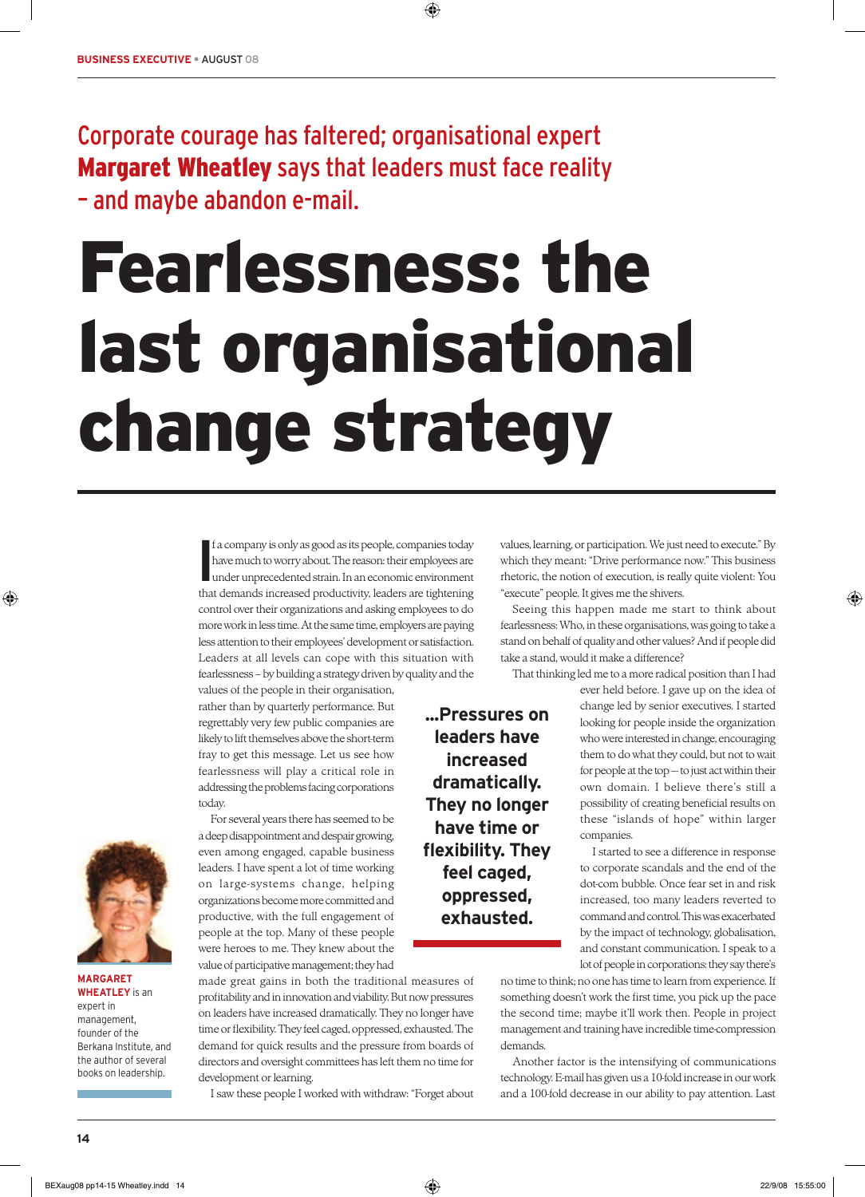Corporate courage has faltered; organisational expert **Margaret Wheatley** says that leaders must face reality – and maybe abandon e-mail.

# Fearlessness: the last organisational change strategy

If a company is only as good as its people, companies today have much to worry about. The reason: their employees are under unprecedented strain. In an economic environment that demands increased productivity, leaders are tightening control over their organizations and asking employees to do more work in less time. At the same time, employers are paying less attention to their employees' development or satisfaction. Leaders at all levels can cope with this situation with fearlessness – by building a strategy driven by quality and the values of the people in their organisation, rather than by quarterly performance. But regrettably very few public companies are likely to lift themselves above the short-term fray to get this message. Let us see how fearlessness will play a critical role in addressing the problems facing corporations today.

For several years there has seemed to be a deep disappointment and despair growing, even among engaged, capable business leaders. I have spent a lot of time working on large-systems change, helping organizations become more committed and productive, with the full engagement of people at the top. Many of these people were heroes to me. They knew about the value of participative management; they had made great gains in both the traditional measures of profitability and in innovation and viability. But now pressures on leaders have increased dramatically. They no longer have time or flexibility. They feel caged, oppressed, exhausted. The demand for quick results and the pressure from boards of directors and oversight committees has left them no time for development or learning.

I saw these people I worked with withdraw: "Forget about values, learning, or participation. We just need to execute." By which they meant: "Drive performance now." This business rhetoric, the notion of execution, is really quite violent: You "execute" people. It gives me the shivers.

**...Pressures on leaders have increased dramatically. They no longer have time or flexibility. They feel caged, oppressed, exhausted.**

Seeing this happen made me start to think about fearlessness: Who, in these organisations, was going to take a stand on behalf of quality and other values? And if people did take a stand, would it make a difference?

That thinking led me to a more radical position than I had ever held before. I gave up on the idea of change led by senior executives. I started looking for people inside the organization who were interested in change, encouraging them to do what they could, but not to wait for people at the top – to just act within their own domain. I believe there's still a possibility of creating beneficial results on these "islands of hope" within larger companies.

I started to see a difference in response to corporate scandals and the end of the dot-com bubble. Once fear set in and risk increased, too many leaders reverted to command and control. This was exacerbated by the impact of technology, globalisation, and constant communication. I speak to a lot of people in corporations: they say there's no time to think; no one has time to learn from experience. If something doesn't work the first time, you pick up the pace the second time; maybe it'll work then. People in project management and training have incredible time-compression demands.

Another factor is the intensifying of communications technology. E-mail has given us a 10-fold increase in our work and a 100-fold decrease in our ability to pay attention. Last

**MARGARET WHEATLEY** is an expert in management, founder of the Berkana Institute, and the author of several books on leadership.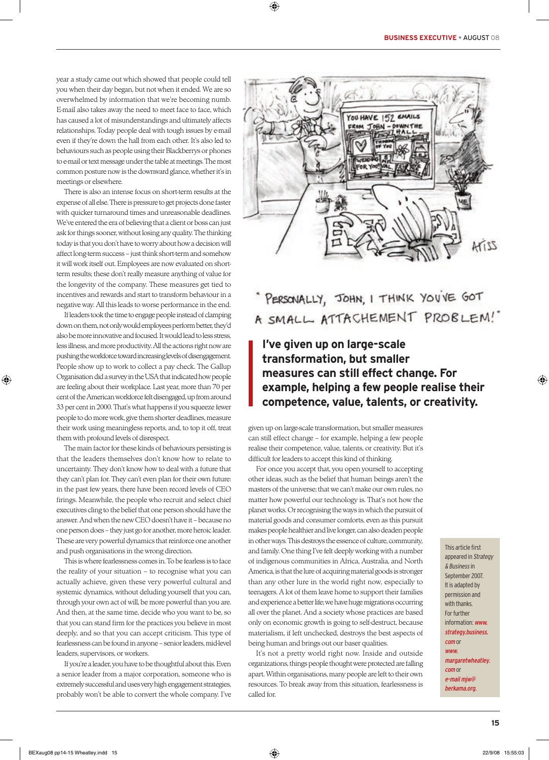year a study came out which showed that people could tell you when their day began, but not when it ended. We are so overwhelmed by information that we're becoming numb. E-mail also takes away the need to meet face to face, which has caused a lot of misunderstandings and ultimately affects relationships. Today people deal with tough issues by e-mail even if they're down the hall from each other. It's also led to behaviours such as people using their Blackberrys or phones to e-mail or text message under the table at meetings. The most common posture now is the downward glance, whether it's in meetings or elsewhere.

There is also an intense focus on short-term results at the expense of all else. There is pressure to get projects done faster with quicker turnaround times and unreasonable deadlines. We've entered the era of believing that a client or boss can just ask for things sooner, without losing any quality. The thinking today is that you don't have to worry about how a decision will affect long-term success – just think short-term and somehow it will work itself out. Employees are now evaluated on short-term results; these don't really measure anything of value for the longevity of the company. These measures get tied to incentives and rewards and start to transform behaviour in a negative way. All this leads to worse performance in the end.

If leaders took the time to engage people instead of clamping down on them, not only would employees perform better, they'd also be more innovative and focused. It would lead to less stress, less illness, and more productivity. All the actions right now are pushing the workforce toward increasing levels of disengagement. People show up to work to collect a pay check. The Gallup Organisation did a survey in the USA that indicated how people are feeling about their workplace. Last year, more than 70 per cent of the American workforce felt disengaged, up from around 33 per cent in 2000. That's what happens if you squeeze fewer people to do more work, give them shorter deadlines, measure their work using meaningless reports, and, to top it off, treat them with profound levels of disrespect.

The main factor for these kinds of behaviours persisting is that the leaders themselves don't know how to relate to uncertainty. They don't know how to deal with a future that they can't plan for. They can't even plan for their own future: in the past few years, there have been record levels of CEO firings. Meanwhile, the people who recruit and select chief executives cling to the belief that one person should have the answer. And when the new CEO doesn't have it – because no one person does – they just go for another, more heroic leader. These are very powerful dynamics that reinforce one another and push organisations in the wrong direction.

This is where fearlessness comes in. To be fearless is to face the reality of your situation – to recognise what you can actually achieve, given these very powerful cultural and systemic dynamics, without deluding yourself that you can, through your own act of will, be more powerful than you are. And then, at the same time, decide who you want to be, so that you can stand firm for the practices you believe in most deeply, and so that you can accept criticism. This type of fearlessness can be found in anyone – senior leaders, mid-level leaders, supervisors, or workers.

If you're a leader, you have to be thoughtful about this. Even a senior leader from a major corporation, someone who is extremely successful and uses very high engagement strategies, probably won't be able to convert the whole company. I've given up on large-scale transformation, but smaller measures can still effect change – for example, helping a few people realise their competence, value, talents, or creativity. But it's difficult for leaders to accept this kind of thinking.

"Personally, John, I think you've got a small attachment problem!"

**I've given up on large-scale transformation, but smaller measures can still effect change. For example, helping a few people realise their competence, value, talents, or creativity.**

For once you accept that, you open yourself to accepting other ideas, such as the belief that human beings aren't the masters of the universe; that we can't make our own rules, no matter how powerful our technology is. That's not how the planet works. Or recognising the ways in which the pursuit of material goods and consumer comforts, even as this pursuit makes people healthier and live longer, can also deaden people in other ways. This destroys the essence of culture, community, and family. One thing I've felt deeply working with a number of indigenous communities in Africa, Australia, and North America, is that the lure of acquiring material goods is stronger than any other lure in the world right now, especially to teenagers. A lot of them leave home to support their families and experience a better life; we have huge migrations occurring all over the planet. And a society whose practices are based only on economic growth is going to self-destruct, because materialism, if left unchecked, destroys the best aspects of being human and brings out our baser qualities.

It's not a pretty world right now. Inside and outside organizations, things people thought were protected are falling apart. Within organisations, many people are left to their own resources. To break away from this situation, fearlessness is called for.

This article first appeared in *Strategy & Business* in September 2007. It is adapted by permission and with thanks. For further information: www.strategy.business.com or www.margaretwheatley.com or e-mail mjw@berkama.org.